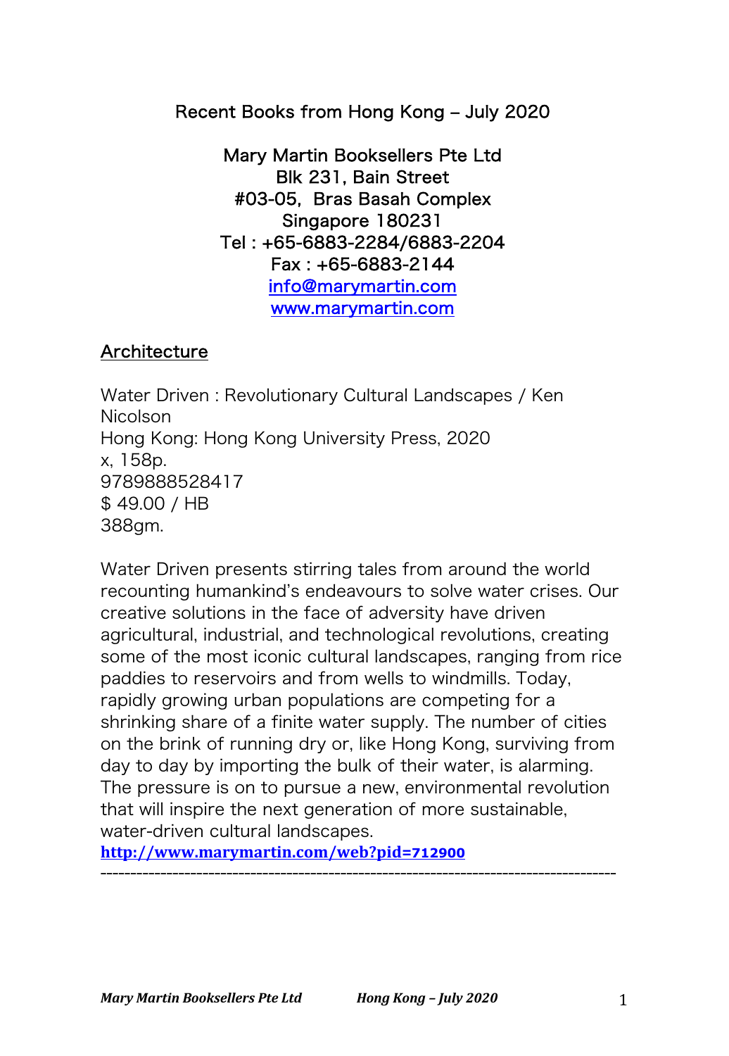# Recent Books from Hong Kong – July 2020

Mary Martin Booksellers Pte Ltd
Blk 231, Bain Street
#03-05, Bras Basah Complex
Singapore 180231
Tel : +65-6883-2284/6883-2204
Fax : +65-6883-2144
info@marymartin.com
www.marymartin.com

## Architecture

Water Driven : Revolutionary Cultural Landscapes / Ken Nicolson
Hong Kong: Hong Kong University Press, 2020
x, 158p.
9789888528417
$ 49.00 / HB
388gm.

Water Driven presents stirring tales from around the world recounting humankind's endeavours to solve water crises. Our creative solutions in the face of adversity have driven agricultural, industrial, and technological revolutions, creating some of the most iconic cultural landscapes, ranging from rice paddies to reservoirs and from wells to windmills. Today, rapidly growing urban populations are competing for a shrinking share of a finite water supply. The number of cities on the brink of running dry or, like Hong Kong, surviving from day to day by importing the bulk of their water, is alarming. The pressure is on to pursue a new, environmental revolution that will inspire the next generation of more sustainable, water-driven cultural landscapes.

**http://www.marymartin.com/web?pid=712900**

---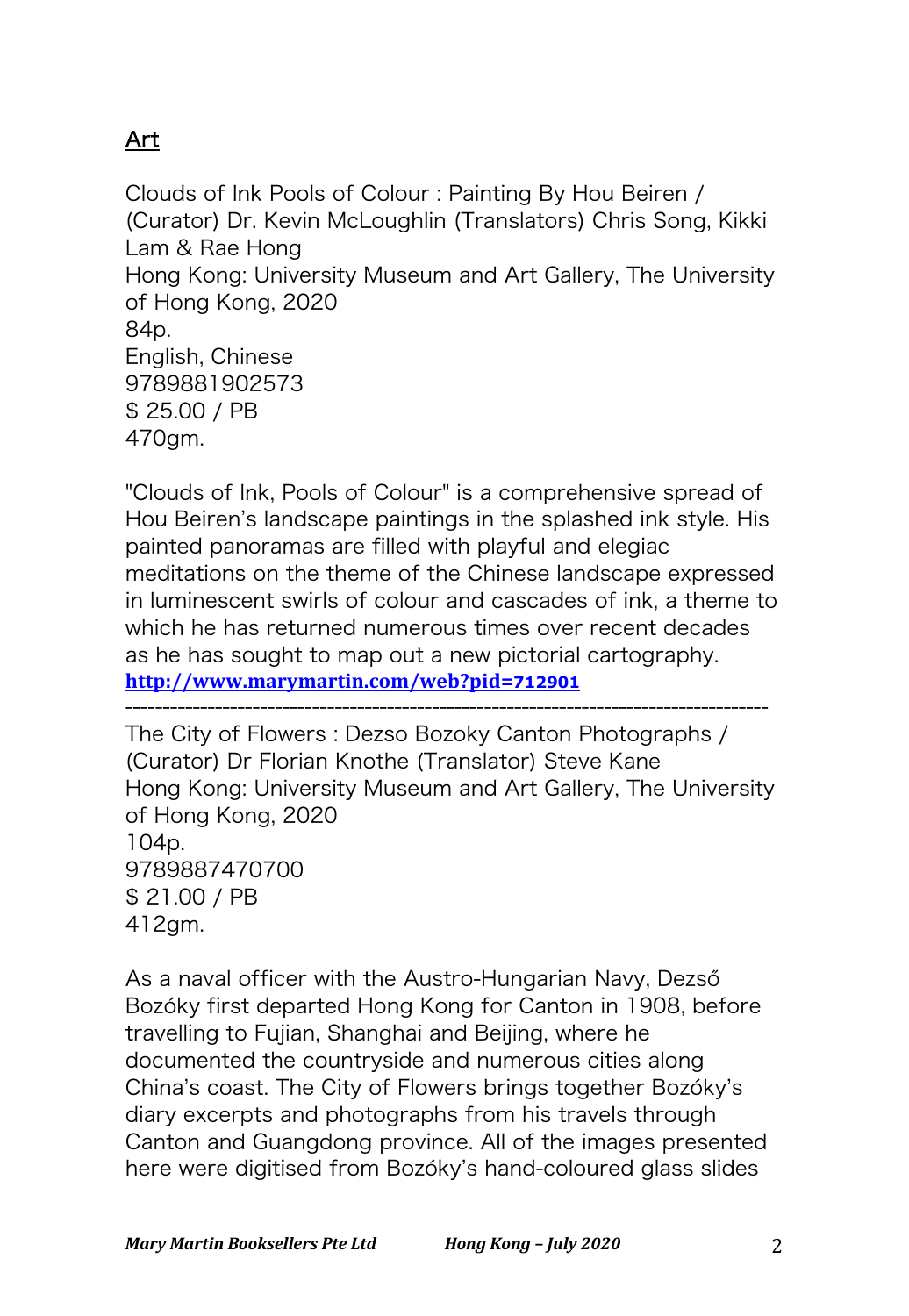## Art

Clouds of Ink Pools of Colour : Painting By Hou Beiren / (Curator) Dr. Kevin McLoughlin (Translators) Chris Song, Kikki Lam & Rae Hong
Hong Kong: University Museum and Art Gallery, The University of Hong Kong, 2020
84p.
English, Chinese
9789881902573
$ 25.00 / PB
470gm.

"Clouds of Ink, Pools of Colour" is a comprehensive spread of Hou Beiren's landscape paintings in the splashed ink style. His painted panoramas are filled with playful and elegiac meditations on the theme of the Chinese landscape expressed in luminescent swirls of colour and cascades of ink, a theme to which he has returned numerous times over recent decades as he has sought to map out a new pictorial cartography.
**http://www.marymartin.com/web?pid=712901**

---

The City of Flowers : Dezso Bozoky Canton Photographs / (Curator) Dr Florian Knothe (Translator) Steve Kane
Hong Kong: University Museum and Art Gallery, The University of Hong Kong, 2020
104p.
9789887470700
$ 21.00 / PB
412gm.

As a naval officer with the Austro-Hungarian Navy, Dezső Bozóky first departed Hong Kong for Canton in 1908, before travelling to Fujian, Shanghai and Beijing, where he documented the countryside and numerous cities along China's coast. The City of Flowers brings together Bozóky's diary excerpts and photographs from his travels through Canton and Guangdong province. All of the images presented here were digitised from Bozóky's hand-coloured glass slides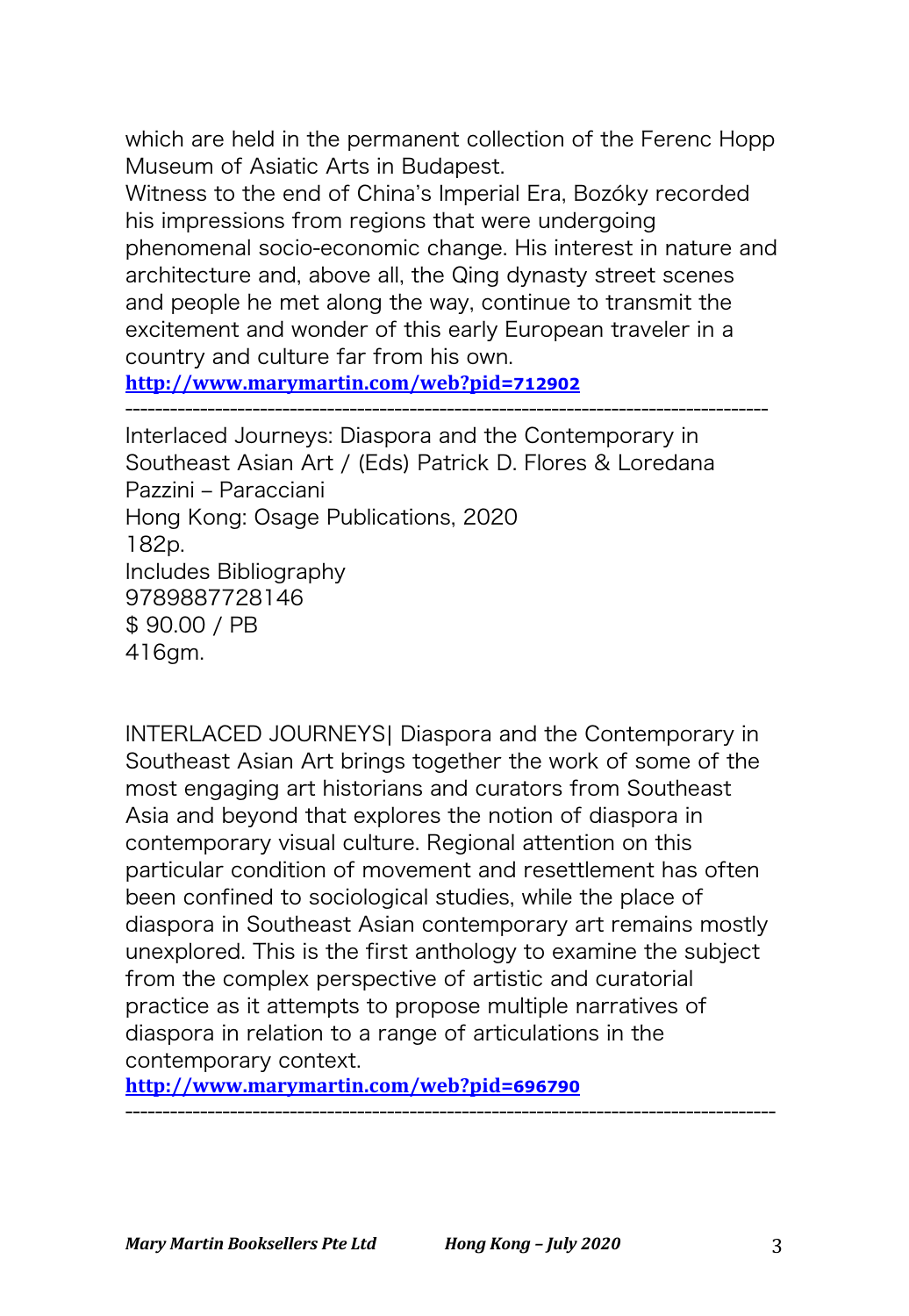which are held in the permanent collection of the Ferenc Hopp Museum of Asiatic Arts in Budapest.
Witness to the end of China's Imperial Era, Bozóky recorded his impressions from regions that were undergoing phenomenal socio-economic change. His interest in nature and architecture and, above all, the Qing dynasty street scenes and people he met along the way, continue to transmit the excitement and wonder of this early European traveler in a country and culture far from his own.
**http://www.marymartin.com/web?pid=712902**

---

Interlaced Journeys: Diaspora and the Contemporary in Southeast Asian Art / (Eds) Patrick D. Flores & Loredana Pazzini – Paracciani
Hong Kong: Osage Publications, 2020
182p.
Includes Bibliography
9789887728146
$ 90.00 / PB
416gm.

INTERLACED JOURNEYS| Diaspora and the Contemporary in Southeast Asian Art brings together the work of some of the most engaging art historians and curators from Southeast Asia and beyond that explores the notion of diaspora in contemporary visual culture. Regional attention on this particular condition of movement and resettlement has often been confined to sociological studies, while the place of diaspora in Southeast Asian contemporary art remains mostly unexplored. This is the first anthology to examine the subject from the complex perspective of artistic and curatorial practice as it attempts to propose multiple narratives of diaspora in relation to a range of articulations in the contemporary context.
**http://www.marymartin.com/web?pid=696790**

---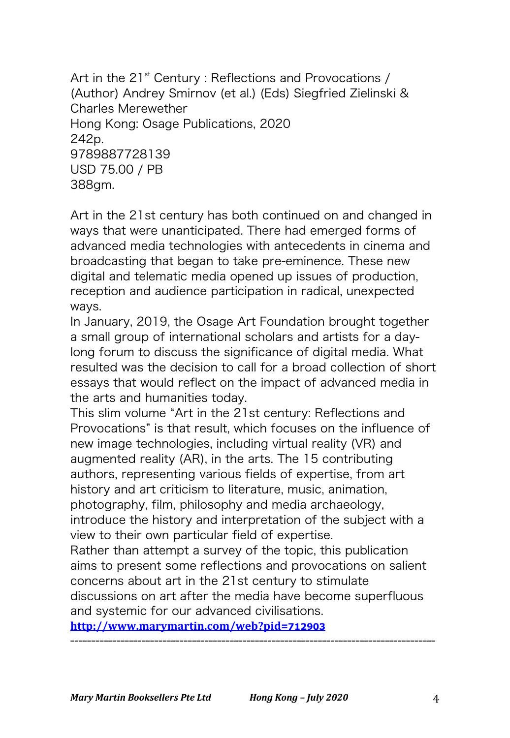Art in the 21st Century : Reflections and Provocations /
(Author) Andrey Smirnov (et al.) (Eds) Siegfried Zielinski &
Charles Merewether
Hong Kong: Osage Publications, 2020
242p.
9789887728139
USD 75.00 / PB
388gm.

Art in the 21st century has both continued on and changed in ways that were unanticipated. There had emerged forms of advanced media technologies with antecedents in cinema and broadcasting that began to take pre-eminence. These new digital and telematic media opened up issues of production, reception and audience participation in radical, unexpected ways.
In January, 2019, the Osage Art Foundation brought together a small group of international scholars and artists for a day-long forum to discuss the significance of digital media. What resulted was the decision to call for a broad collection of short essays that would reflect on the impact of advanced media in the arts and humanities today.
This slim volume "Art in the 21st century: Reflections and Provocations" is that result, which focuses on the influence of new image technologies, including virtual reality (VR) and augmented reality (AR), in the arts. The 15 contributing authors, representing various fields of expertise, from art history and art criticism to literature, music, animation, photography, film, philosophy and media archaeology, introduce the history and interpretation of the subject with a view to their own particular field of expertise.
Rather than attempt a survey of the topic, this publication aims to present some reflections and provocations on salient concerns about art in the 21st century to stimulate discussions on art after the media have become superfluous and systemic for our advanced civilisations.
**http://www.marymartin.com/web?pid=712903**

---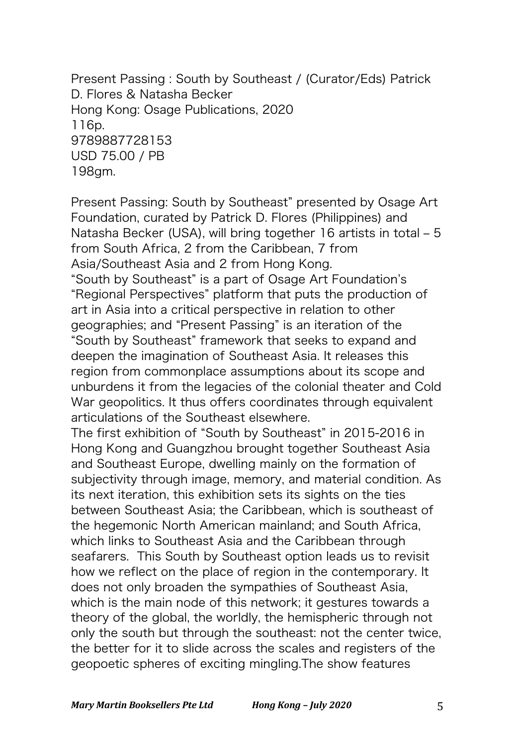Present Passing : South by Southeast / (Curator/Eds) Patrick D. Flores & Natasha Becker
Hong Kong: Osage Publications, 2020
116p.
9789887728153
USD 75.00 / PB
198gm.

Present Passing: South by Southeast" presented by Osage Art Foundation, curated by Patrick D. Flores (Philippines) and Natasha Becker (USA), will bring together 16 artists in total – 5 from South Africa, 2 from the Caribbean, 7 from Asia/Southeast Asia and 2 from Hong Kong.
"South by Southeast" is a part of Osage Art Foundation's "Regional Perspectives" platform that puts the production of art in Asia into a critical perspective in relation to other geographies; and "Present Passing" is an iteration of the "South by Southeast" framework that seeks to expand and deepen the imagination of Southeast Asia. It releases this region from commonplace assumptions about its scope and unburdens it from the legacies of the colonial theater and Cold War geopolitics. It thus offers coordinates through equivalent articulations of the Southeast elsewhere.
The first exhibition of "South by Southeast" in 2015-2016 in Hong Kong and Guangzhou brought together Southeast Asia and Southeast Europe, dwelling mainly on the formation of subjectivity through image, memory, and material condition. As its next iteration, this exhibition sets its sights on the ties between Southeast Asia; the Caribbean, which is southeast of the hegemonic North American mainland; and South Africa, which links to Southeast Asia and the Caribbean through seafarers. This South by Southeast option leads us to revisit how we reflect on the place of region in the contemporary. It does not only broaden the sympathies of Southeast Asia, which is the main node of this network; it gestures towards a theory of the global, the worldly, the hemispheric through not only the south but through the southeast: not the center twice, the better for it to slide across the scales and registers of the geopoetic spheres of exciting mingling.The show features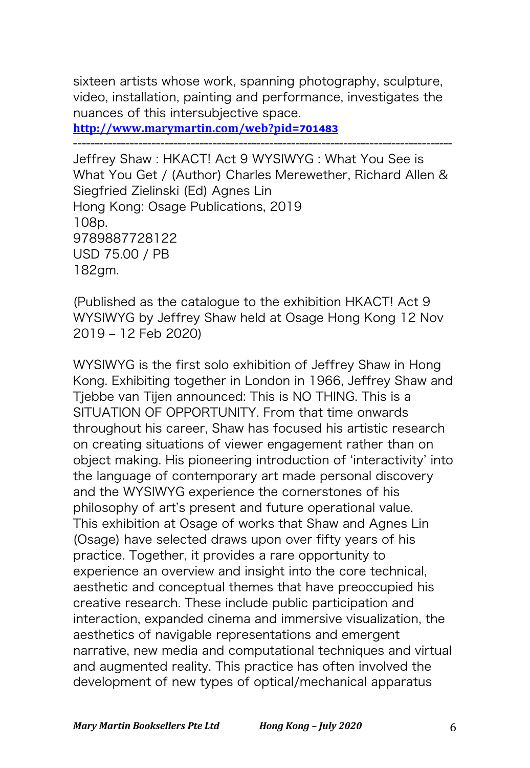sixteen artists whose work, spanning photography, sculpture, video, installation, painting and performance, investigates the nuances of this intersubjective space.
**http://www.marymartin.com/web?pid=701483**

---

Jeffrey Shaw : HKACT! Act 9 WYSIWYG : What You See is What You Get / (Author) Charles Merewether, Richard Allen & Siegfried Zielinski (Ed) Agnes Lin
Hong Kong: Osage Publications, 2019
108p.
9789887728122
USD 75.00 / PB
182gm.

(Published as the catalogue to the exhibition HKACT! Act 9 WYSIWYG by Jeffrey Shaw held at Osage Hong Kong 12 Nov 2019 – 12 Feb 2020)

WYSIWYG is the first solo exhibition of Jeffrey Shaw in Hong Kong. Exhibiting together in London in 1966, Jeffrey Shaw and Tjebbe van Tijen announced: This is NO THING. This is a SITUATION OF OPPORTUNITY. From that time onwards throughout his career, Shaw has focused his artistic research on creating situations of viewer engagement rather than on object making. His pioneering introduction of 'interactivity' into the language of contemporary art made personal discovery and the WYSIWYG experience the cornerstones of his philosophy of art's present and future operational value. This exhibition at Osage of works that Shaw and Agnes Lin (Osage) have selected draws upon over fifty years of his practice. Together, it provides a rare opportunity to experience an overview and insight into the core technical, aesthetic and conceptual themes that have preoccupied his creative research. These include public participation and interaction, expanded cinema and immersive visualization, the aesthetics of navigable representations and emergent narrative, new media and computational techniques and virtual and augmented reality. This practice has often involved the development of new types of optical/mechanical apparatus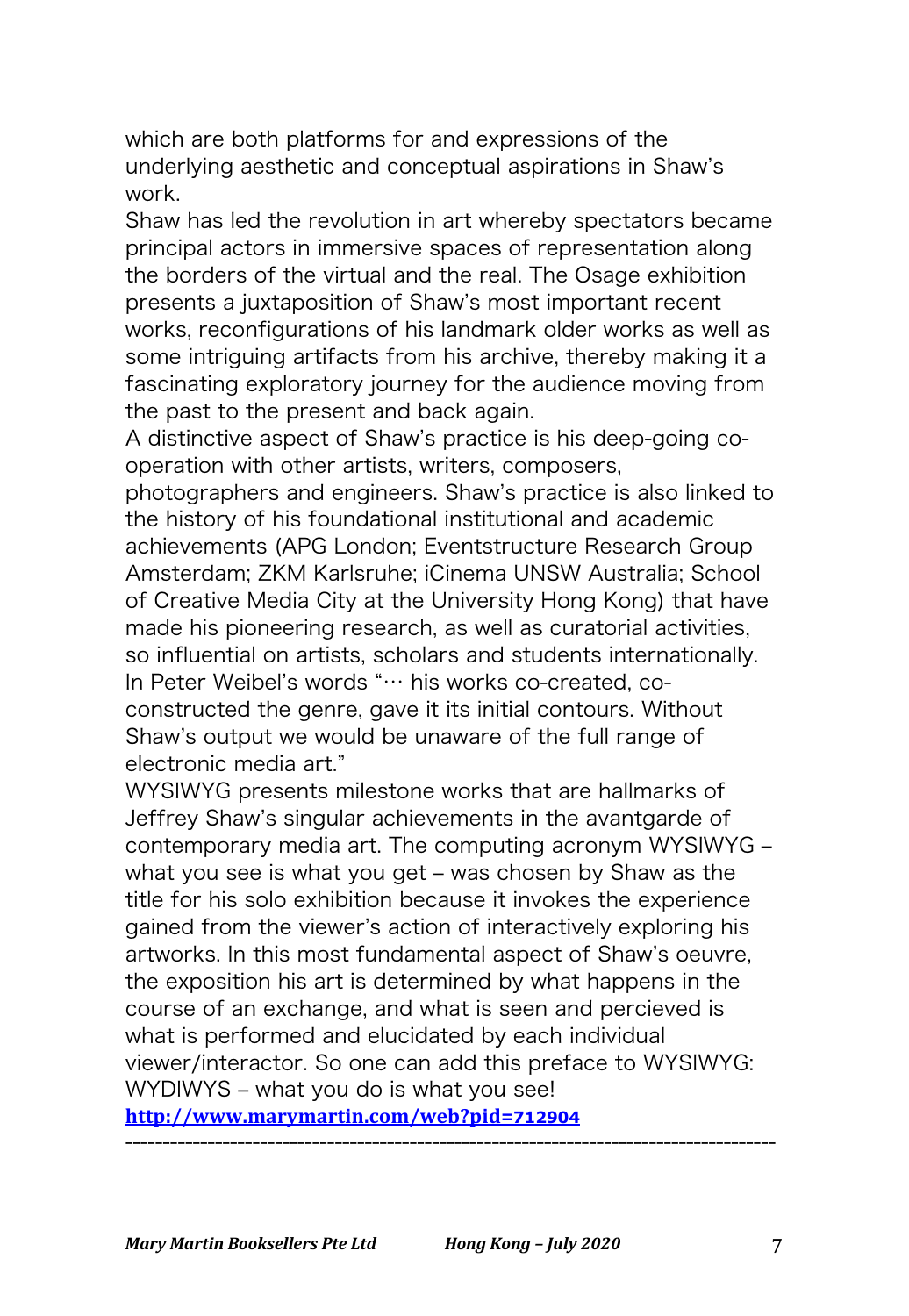which are both platforms for and expressions of the underlying aesthetic and conceptual aspirations in Shaw's work.

Shaw has led the revolution in art whereby spectators became principal actors in immersive spaces of representation along the borders of the virtual and the real. The Osage exhibition presents a juxtaposition of Shaw's most important recent works, reconfigurations of his landmark older works as well as some intriguing artifacts from his archive, thereby making it a fascinating exploratory journey for the audience moving from the past to the present and back again.

A distinctive aspect of Shaw's practice is his deep-going co-operation with other artists, writers, composers, photographers and engineers. Shaw's practice is also linked to the history of his foundational institutional and academic achievements (APG London; Eventstructure Research Group Amsterdam; ZKM Karlsruhe; iCinema UNSW Australia; School of Creative Media City at the University Hong Kong) that have made his pioneering research, as well as curatorial activities, so influential on artists, scholars and students internationally. In Peter Weibel's words "… his works co-created, co-constructed the genre, gave it its initial contours. Without Shaw's output we would be unaware of the full range of electronic media art."

WYSIWYG presents milestone works that are hallmarks of Jeffrey Shaw's singular achievements in the avantgarde of contemporary media art. The computing acronym WYSIWYG – what you see is what you get – was chosen by Shaw as the title for his solo exhibition because it invokes the experience gained from the viewer's action of interactively exploring his artworks. In this most fundamental aspect of Shaw's oeuvre, the exposition his art is determined by what happens in the course of an exchange, and what is seen and percieved is what is performed and elucidated by each individual viewer/interactor. So one can add this preface to WYSIWYG: WYDIWYS – what you do is what you see!

**http://www.marymartin.com/web?pid=712904**

---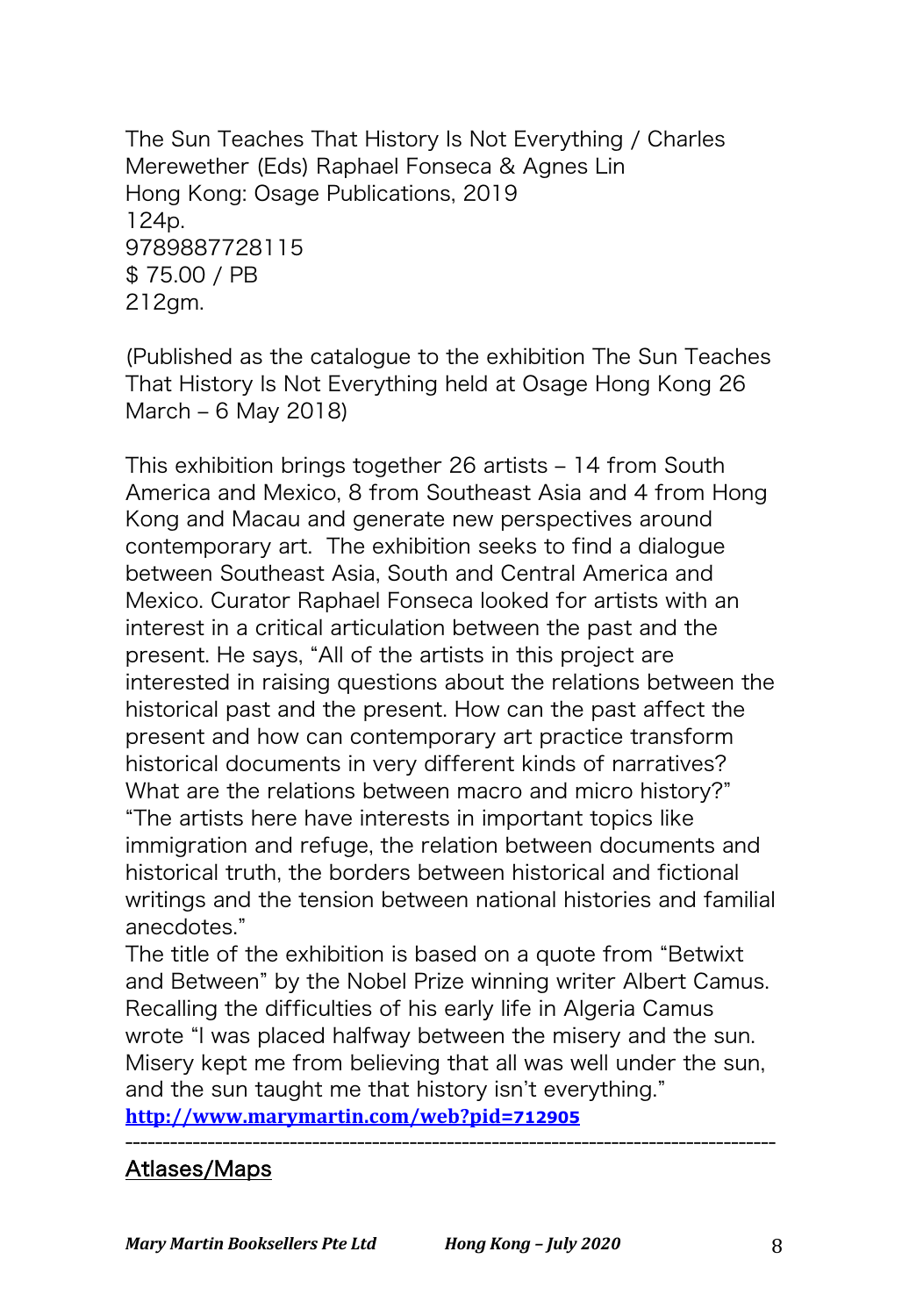The Sun Teaches That History Is Not Everything / Charles Merewether (Eds) Raphael Fonseca & Agnes Lin
Hong Kong: Osage Publications, 2019
124p.
9789887728115
$ 75.00 / PB
212gm.

(Published as the catalogue to the exhibition The Sun Teaches That History Is Not Everything held at Osage Hong Kong 26 March – 6 May 2018)

This exhibition brings together 26 artists – 14 from South America and Mexico, 8 from Southeast Asia and 4 from Hong Kong and Macau and generate new perspectives around contemporary art. The exhibition seeks to find a dialogue between Southeast Asia, South and Central America and Mexico. Curator Raphael Fonseca looked for artists with an interest in a critical articulation between the past and the present. He says, "All of the artists in this project are interested in raising questions about the relations between the historical past and the present. How can the past affect the present and how can contemporary art practice transform historical documents in very different kinds of narratives? What are the relations between macro and micro history?" "The artists here have interests in important topics like immigration and refuge, the relation between documents and historical truth, the borders between historical and fictional writings and the tension between national histories and familial anecdotes."
The title of the exhibition is based on a quote from "Betwixt and Between" by the Nobel Prize winning writer Albert Camus. Recalling the difficulties of his early life in Algeria Camus wrote "I was placed halfway between the misery and the sun. Misery kept me from believing that all was well under the sun, and the sun taught me that history isn't everything."
**http://www.marymartin.com/web?pid=712905**

---

## Atlases/Maps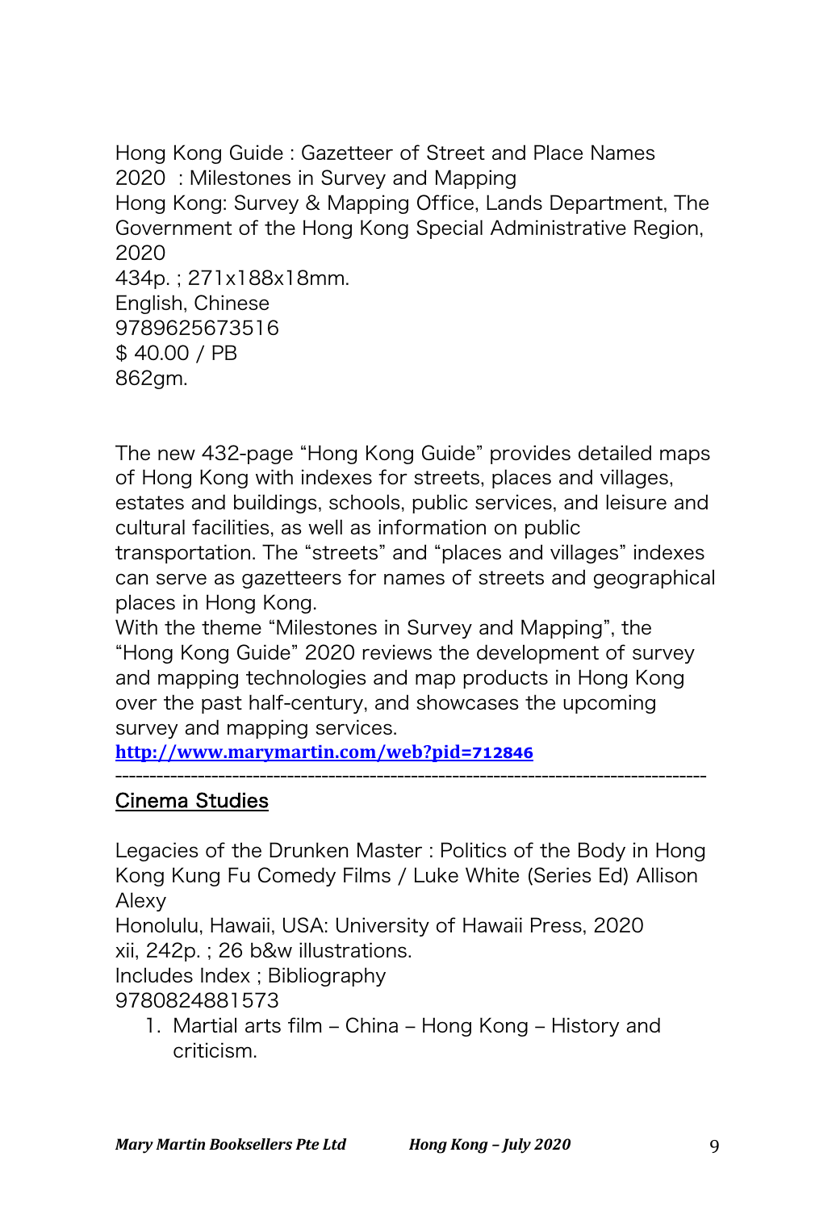Hong Kong Guide : Gazetteer of Street and Place Names 2020 : Milestones in Survey and Mapping
Hong Kong: Survey & Mapping Office, Lands Department, The Government of the Hong Kong Special Administrative Region, 2020
434p. ; 271x188x18mm.
English, Chinese
9789625673516
$ 40.00 / PB
862gm.

The new 432-page "Hong Kong Guide" provides detailed maps of Hong Kong with indexes for streets, places and villages, estates and buildings, schools, public services, and leisure and cultural facilities, as well as information on public transportation. The "streets" and "places and villages" indexes can serve as gazetteers for names of streets and geographical places in Hong Kong.
With the theme "Milestones in Survey and Mapping", the "Hong Kong Guide" 2020 reviews the development of survey and mapping technologies and map products in Hong Kong over the past half-century, and showcases the upcoming survey and mapping services.
**http://www.marymartin.com/web?pid=712846**

---

## Cinema Studies

Legacies of the Drunken Master : Politics of the Body in Hong Kong Kung Fu Comedy Films / Luke White (Series Ed) Allison Alexy
Honolulu, Hawaii, USA: University of Hawaii Press, 2020
xii, 242p. ; 26 b&w illustrations.
Includes Index ; Bibliography
9780824881573

1. Martial arts film – China – Hong Kong – History and criticism.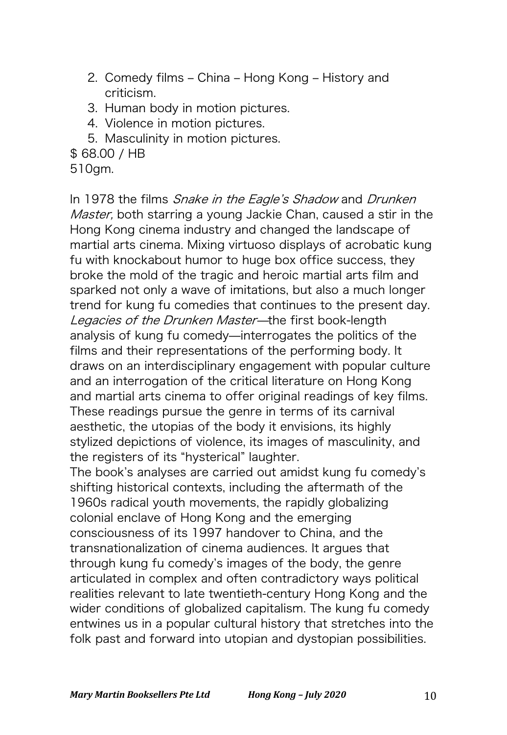2. Comedy films – China – Hong Kong – History and criticism.
3. Human body in motion pictures.
4. Violence in motion pictures.
5. Masculinity in motion pictures.

$ 68.00 / HB
510gm.

In 1978 the films *Snake in the Eagle's Shadow* and *Drunken Master,* both starring a young Jackie Chan, caused a stir in the Hong Kong cinema industry and changed the landscape of martial arts cinema. Mixing virtuoso displays of acrobatic kung fu with knockabout humor to huge box office success, they broke the mold of the tragic and heroic martial arts film and sparked not only a wave of imitations, but also a much longer trend for kung fu comedies that continues to the present day. *Legacies of the Drunken Master*—the first book-length analysis of kung fu comedy—interrogates the politics of the films and their representations of the performing body. It draws on an interdisciplinary engagement with popular culture and an interrogation of the critical literature on Hong Kong and martial arts cinema to offer original readings of key films. These readings pursue the genre in terms of its carnival aesthetic, the utopias of the body it envisions, its highly stylized depictions of violence, its images of masculinity, and the registers of its "hysterical" laughter.
The book's analyses are carried out amidst kung fu comedy's shifting historical contexts, including the aftermath of the 1960s radical youth movements, the rapidly globalizing colonial enclave of Hong Kong and the emerging consciousness of its 1997 handover to China, and the transnationalization of cinema audiences. It argues that through kung fu comedy's images of the body, the genre articulated in complex and often contradictory ways political realities relevant to late twentieth-century Hong Kong and the wider conditions of globalized capitalism. The kung fu comedy entwines us in a popular cultural history that stretches into the folk past and forward into utopian and dystopian possibilities.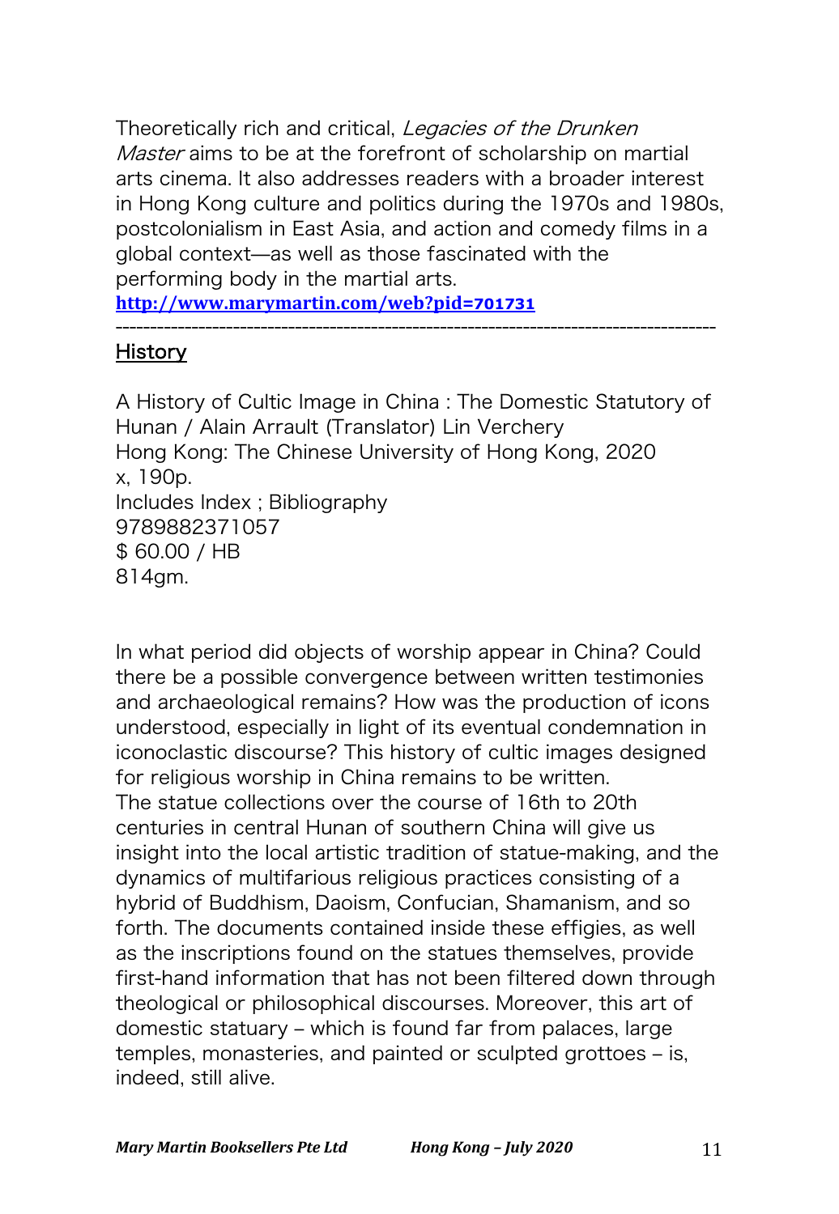Theoretically rich and critical, *Legacies of the Drunken Master* aims to be at the forefront of scholarship on martial arts cinema. It also addresses readers with a broader interest in Hong Kong culture and politics during the 1970s and 1980s, postcolonialism in East Asia, and action and comedy films in a global context—as well as those fascinated with the performing body in the martial arts.
**http://www.marymartin.com/web?pid=701731**

---

## History

A History of Cultic Image in China : The Domestic Statutory of Hunan / Alain Arrault (Translator) Lin Verchery
Hong Kong: The Chinese University of Hong Kong, 2020
x, 190p.
Includes Index ; Bibliography
9789882371057
$ 60.00 / HB
814gm.

In what period did objects of worship appear in China? Could there be a possible convergence between written testimonies and archaeological remains? How was the production of icons understood, especially in light of its eventual condemnation in iconoclastic discourse? This history of cultic images designed for religious worship in China remains to be written.
The statue collections over the course of 16th to 20th centuries in central Hunan of southern China will give us insight into the local artistic tradition of statue-making, and the dynamics of multifarious religious practices consisting of a hybrid of Buddhism, Daoism, Confucian, Shamanism, and so forth. The documents contained inside these effigies, as well as the inscriptions found on the statues themselves, provide first-hand information that has not been filtered down through theological or philosophical discourses. Moreover, this art of domestic statuary – which is found far from palaces, large temples, monasteries, and painted or sculpted grottoes – is, indeed, still alive.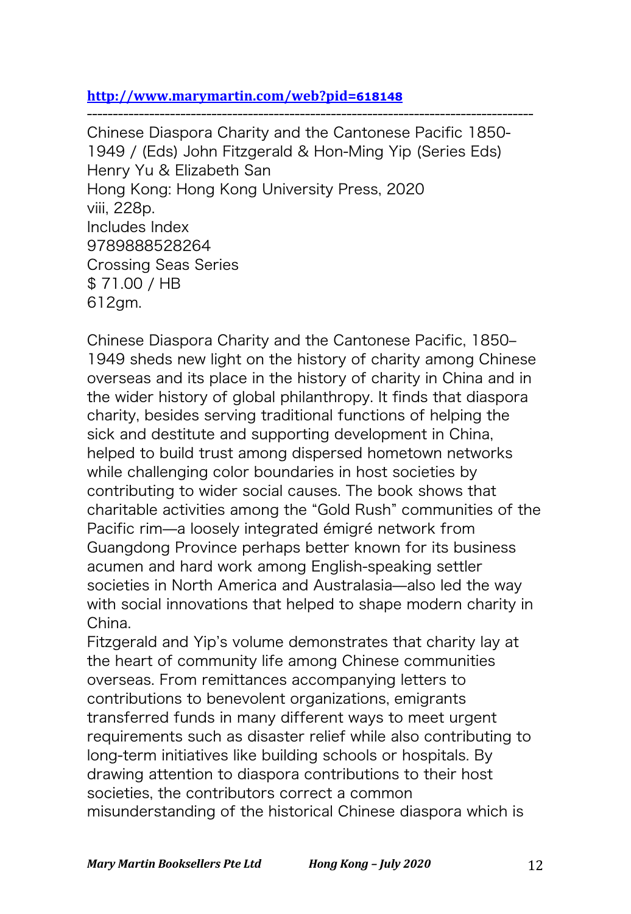**http://www.marymartin.com/web?pid=618148**

---

Chinese Diaspora Charity and the Cantonese Pacific 1850-1949 / (Eds) John Fitzgerald & Hon-Ming Yip (Series Eds) Henry Yu & Elizabeth San
Hong Kong: Hong Kong University Press, 2020
viii, 228p.
Includes Index
9789888528264
Crossing Seas Series
$ 71.00 / HB
612gm.

Chinese Diaspora Charity and the Cantonese Pacific, 1850–1949 sheds new light on the history of charity among Chinese overseas and its place in the history of charity in China and in the wider history of global philanthropy. It finds that diaspora charity, besides serving traditional functions of helping the sick and destitute and supporting development in China, helped to build trust among dispersed hometown networks while challenging color boundaries in host societies by contributing to wider social causes. The book shows that charitable activities among the "Gold Rush" communities of the Pacific rim—a loosely integrated émigré network from Guangdong Province perhaps better known for its business acumen and hard work among English-speaking settler societies in North America and Australasia—also led the way with social innovations that helped to shape modern charity in China.
Fitzgerald and Yip's volume demonstrates that charity lay at the heart of community life among Chinese communities overseas. From remittances accompanying letters to contributions to benevolent organizations, emigrants transferred funds in many different ways to meet urgent requirements such as disaster relief while also contributing to long-term initiatives like building schools or hospitals. By drawing attention to diaspora contributions to their host societies, the contributors correct a common misunderstanding of the historical Chinese diaspora which is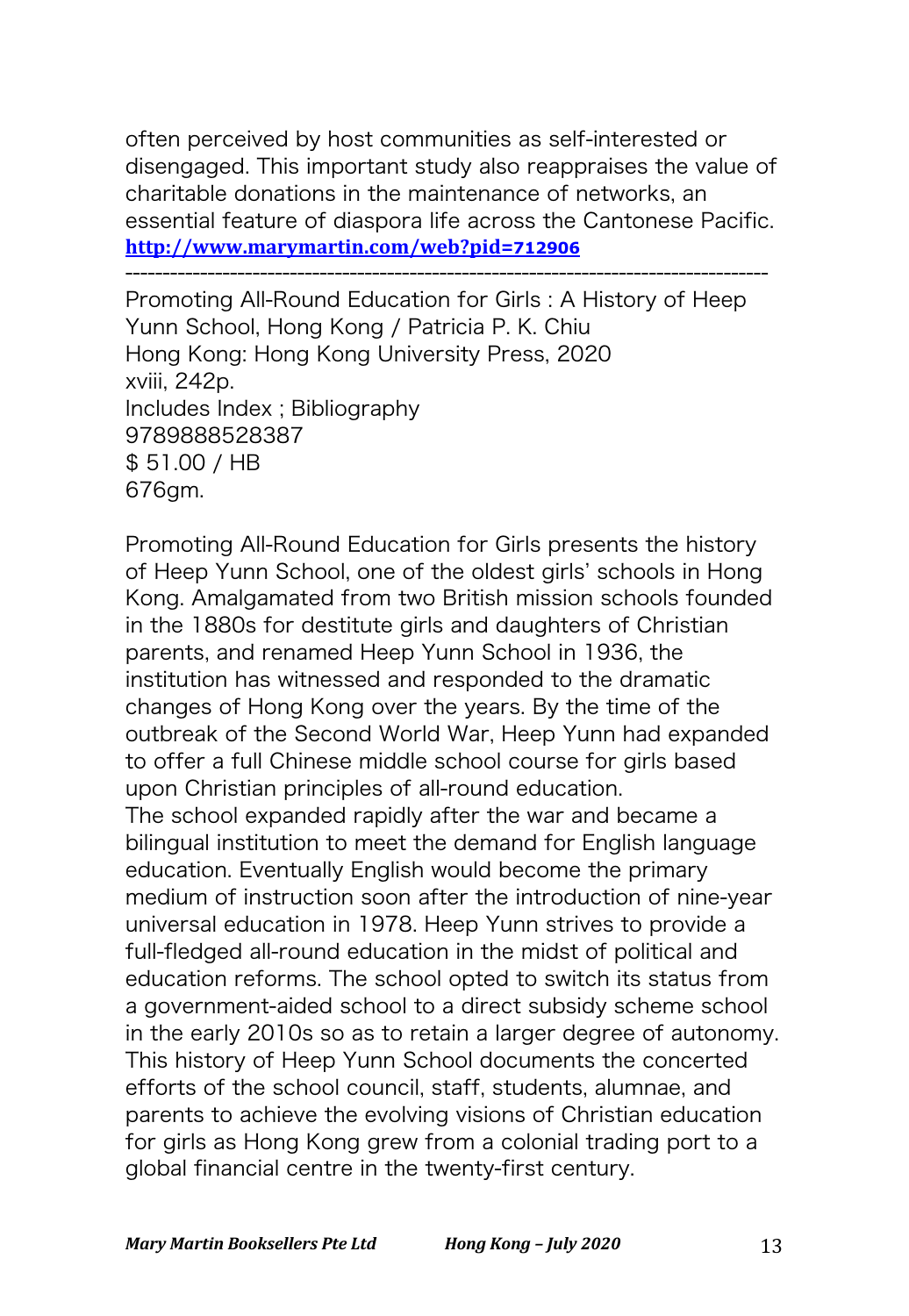often perceived by host communities as self-interested or disengaged. This important study also reappraises the value of charitable donations in the maintenance of networks, an essential feature of diaspora life across the Cantonese Pacific.
**http://www.marymartin.com/web?pid=712906**

---

Promoting All-Round Education for Girls : A History of Heep Yunn School, Hong Kong / Patricia P. K. Chiu
Hong Kong: Hong Kong University Press, 2020
xviii, 242p.
Includes Index ; Bibliography
9789888528387
$ 51.00 / HB
676gm.

Promoting All-Round Education for Girls presents the history of Heep Yunn School, one of the oldest girls' schools in Hong Kong. Amalgamated from two British mission schools founded in the 1880s for destitute girls and daughters of Christian parents, and renamed Heep Yunn School in 1936, the institution has witnessed and responded to the dramatic changes of Hong Kong over the years. By the time of the outbreak of the Second World War, Heep Yunn had expanded to offer a full Chinese middle school course for girls based upon Christian principles of all-round education.
The school expanded rapidly after the war and became a bilingual institution to meet the demand for English language education. Eventually English would become the primary medium of instruction soon after the introduction of nine-year universal education in 1978. Heep Yunn strives to provide a full-fledged all-round education in the midst of political and education reforms. The school opted to switch its status from a government-aided school to a direct subsidy scheme school in the early 2010s so as to retain a larger degree of autonomy. This history of Heep Yunn School documents the concerted efforts of the school council, staff, students, alumnae, and parents to achieve the evolving visions of Christian education for girls as Hong Kong grew from a colonial trading port to a global financial centre in the twenty-first century.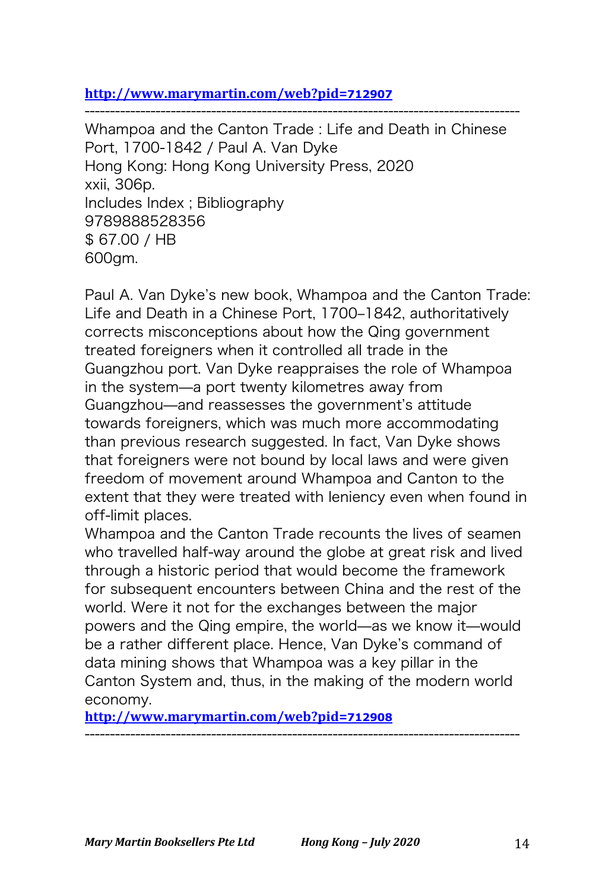[http://www.marymartin.com/web?pid=712907](http://www.marymartin.com/web?pid=712907)

---

Whampoa and the Canton Trade : Life and Death in Chinese Port, 1700-1842 / Paul A. Van Dyke
Hong Kong: Hong Kong University Press, 2020
xxii, 306p.
Includes Index ; Bibliography
9789888528356
$ 67.00 / HB
600gm.

Paul A. Van Dyke's new book, Whampoa and the Canton Trade: Life and Death in a Chinese Port, 1700–1842, authoritatively corrects misconceptions about how the Qing government treated foreigners when it controlled all trade in the Guangzhou port. Van Dyke reappraises the role of Whampoa in the system—a port twenty kilometres away from Guangzhou—and reassesses the government's attitude towards foreigners, which was much more accommodating than previous research suggested. In fact, Van Dyke shows that foreigners were not bound by local laws and were given freedom of movement around Whampoa and Canton to the extent that they were treated with leniency even when found in off-limit places.
Whampoa and the Canton Trade recounts the lives of seamen who travelled half-way around the globe at great risk and lived through a historic period that would become the framework for subsequent encounters between China and the rest of the world. Were it not for the exchanges between the major powers and the Qing empire, the world—as we know it—would be a rather different place. Hence, Van Dyke's command of data mining shows that Whampoa was a key pillar in the Canton System and, thus, in the making of the modern world economy.
[http://www.marymartin.com/web?pid=712908](http://www.marymartin.com/web?pid=712908)

---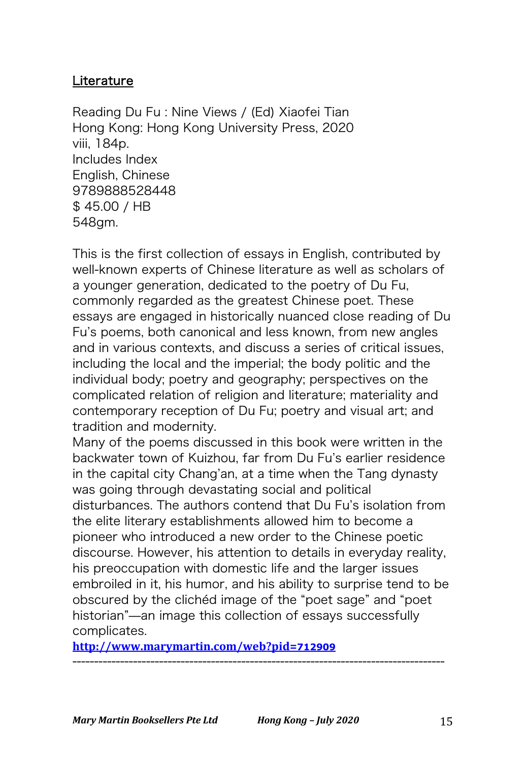Literature

Reading Du Fu : Nine Views / (Ed) Xiaofei Tian
Hong Kong: Hong Kong University Press, 2020
viii, 184p.
Includes Index
English, Chinese
9789888528448
$ 45.00 / HB
548gm.

This is the first collection of essays in English, contributed by well-known experts of Chinese literature as well as scholars of a younger generation, dedicated to the poetry of Du Fu, commonly regarded as the greatest Chinese poet. These essays are engaged in historically nuanced close reading of Du Fu's poems, both canonical and less known, from new angles and in various contexts, and discuss a series of critical issues, including the local and the imperial; the body politic and the individual body; poetry and geography; perspectives on the complicated relation of religion and literature; materiality and contemporary reception of Du Fu; poetry and visual art; and tradition and modernity.
Many of the poems discussed in this book were written in the backwater town of Kuizhou, far from Du Fu's earlier residence in the capital city Chang'an, at a time when the Tang dynasty was going through devastating social and political disturbances. The authors contend that Du Fu's isolation from the elite literary establishments allowed him to become a pioneer who introduced a new order to the Chinese poetic discourse. However, his attention to details in everyday reality, his preoccupation with domestic life and the larger issues embroiled in it, his humor, and his ability to surprise tend to be obscured by the clichéd image of the "poet sage" and "poet historian"—an image this collection of essays successfully complicates.

**http://www.marymartin.com/web?pid=712909**

---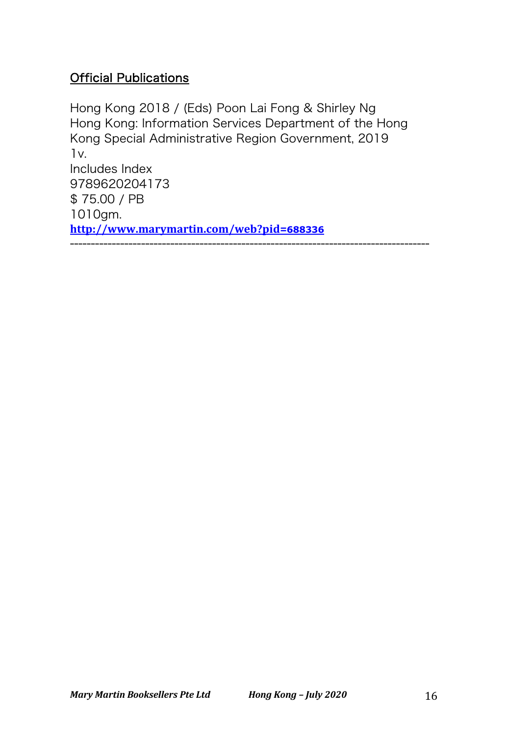## Official Publications

Hong Kong 2018 / (Eds) Poon Lai Fong & Shirley Ng
Hong Kong: Information Services Department of the Hong Kong Special Administrative Region Government, 2019
1v.
Includes Index
9789620204173
$ 75.00 / PB
1010gm.
**http://www.marymartin.com/web?pid=688336**

---